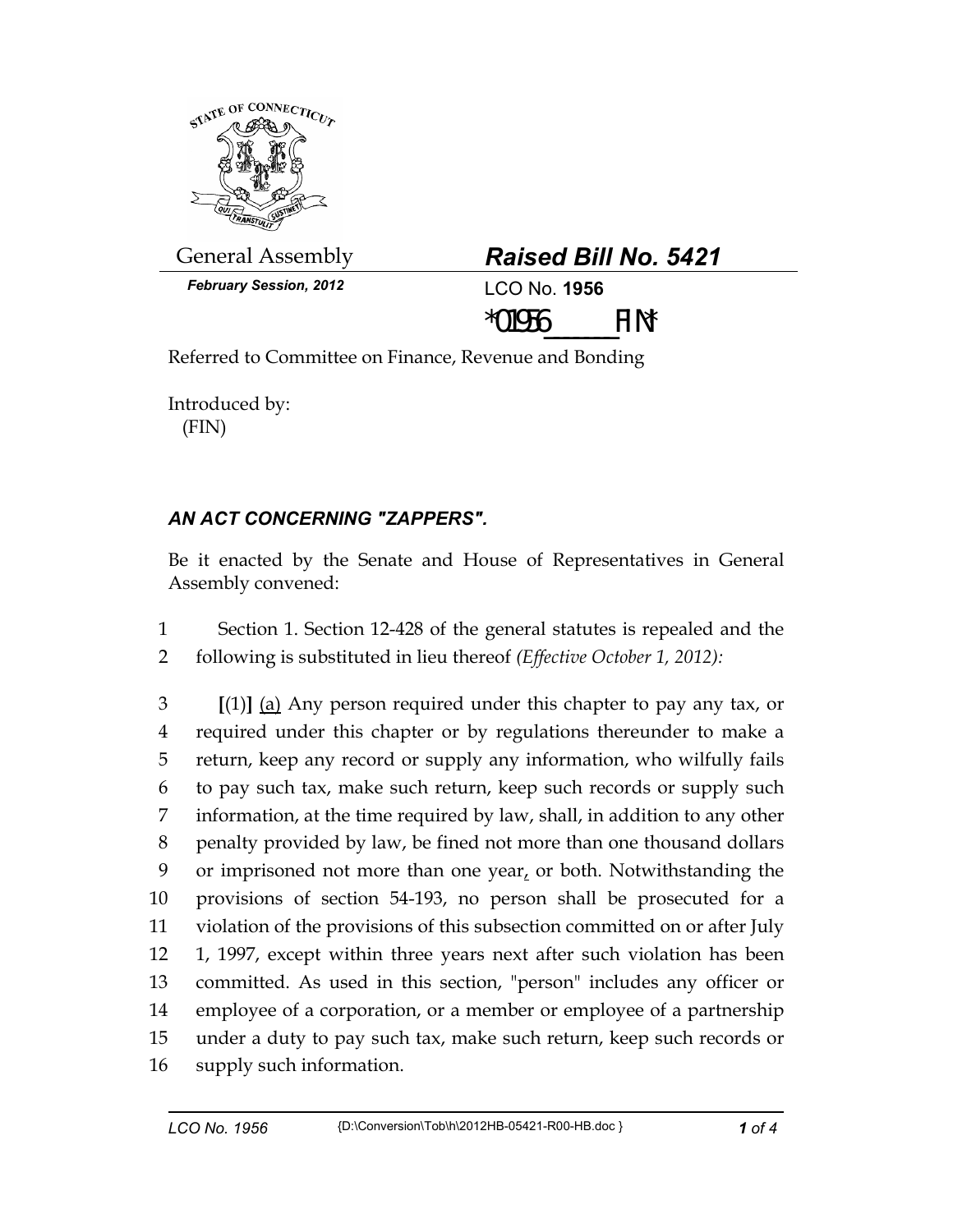General Assembly

*February Session, 2012*

## *Raised Bill No. 5421*

LCO No. **1956**

*01956_______FIN*

Referred to Committee on Finance, Revenue and Bonding

Introduced by:
(FIN)

### *AN ACT CONCERNING "ZAPPERS".*

Be it enacted by the Senate and House of Representatives in General Assembly convened:

1 Section 1. Section 12-428 of the general statutes is repealed and the
2 following is substituted in lieu thereof *(Effective October 1, 2012)*:

3 **[**(1)**]** <u>(a)</u> Any person required under this chapter to pay any tax, or
4 required under this chapter or by regulations thereunder to make a
5 return, keep any record or supply any information, who wilfully fails
6 to pay such tax, make such return, keep such records or supply such
7 information, at the time required by law, shall, in addition to any other
8 penalty provided by law, be fined not more than one thousand dollars
9 or imprisoned not more than one year<u>,</u> or both. Notwithstanding the
10 provisions of section 54-193, no person shall be prosecuted for a
11 violation of the provisions of this subsection committed on or after July
12 1, 1997, except within three years next after such violation has been
13 committed. As used in this section, "person" includes any officer or
14 employee of a corporation, or a member or employee of a partnership
15 under a duty to pay such tax, make such return, keep such records or
16 supply such information.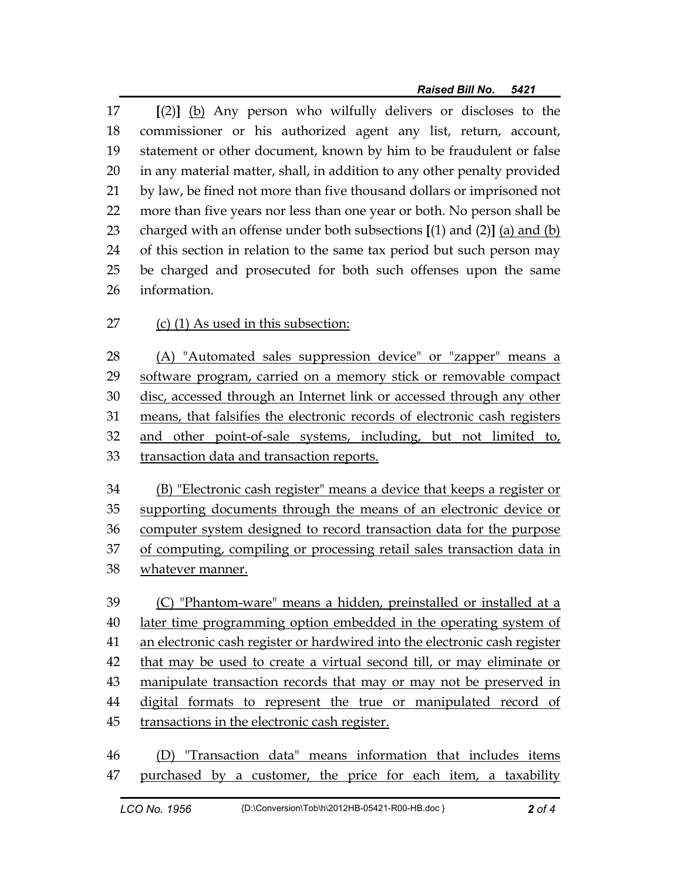[(2)] <u>(b)</u> Any person who wilfully delivers or discloses to the commissioner or his authorized agent any list, return, account, statement or other document, known by him to be fraudulent or false in any material matter, shall, in addition to any other penalty provided by law, be fined not more than five thousand dollars or imprisoned not more than five years nor less than one year or both. No person shall be charged with an offense under both subsections [(1) and (2)] <u>(a) and (b)</u> of this section in relation to the same tax period but such person may be charged and prosecuted for both such offenses upon the same information.

<u>(c) (1) As used in this subsection:</u>

<u>(A) "Automated sales suppression device" or "zapper" means a software program, carried on a memory stick or removable compact disc, accessed through an Internet link or accessed through any other means, that falsifies the electronic records of electronic cash registers and other point-of-sale systems, including, but not limited to, transaction data and transaction reports.</u>

<u>(B) "Electronic cash register" means a device that keeps a register or supporting documents through the means of an electronic device or computer system designed to record transaction data for the purpose of computing, compiling or processing retail sales transaction data in whatever manner.</u>

<u>(C) "Phantom-ware" means a hidden, preinstalled or installed at a later time programming option embedded in the operating system of an electronic cash register or hardwired into the electronic cash register that may be used to create a virtual second till, or may eliminate or manipulate transaction records that may or may not be preserved in digital formats to represent the true or manipulated record of transactions in the electronic cash register.</u>

<u>(D) "Transaction data" means information that includes items purchased by a customer, the price for each item, a taxability</u>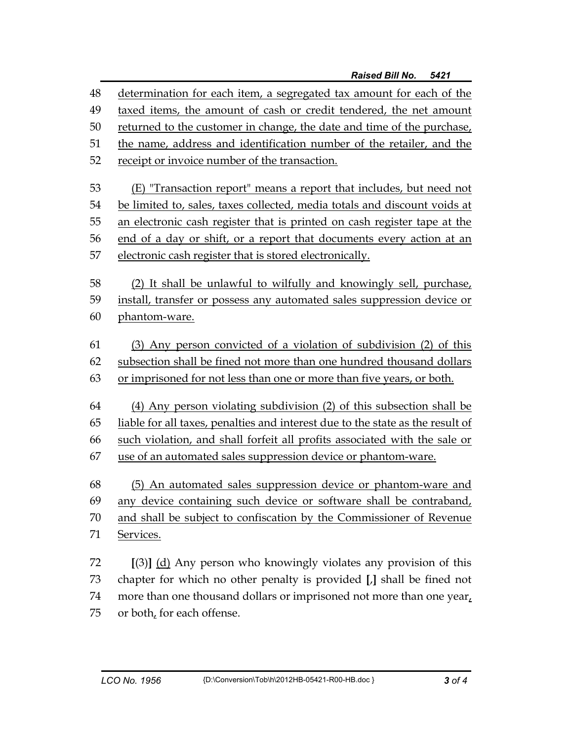48 determination for each item, a segregated tax amount for each of the
49 taxed items, the amount of cash or credit tendered, the net amount
50 returned to the customer in change, the date and time of the purchase,
51 the name, address and identification number of the retailer, and the
52 receipt or invoice number of the transaction.

53 (E) "Transaction report" means a report that includes, but need not
54 be limited to, sales, taxes collected, media totals and discount voids at
55 an electronic cash register that is printed on cash register tape at the
56 end of a day or shift, or a report that documents every action at an
57 electronic cash register that is stored electronically.

58 (2) It shall be unlawful to wilfully and knowingly sell, purchase,
59 install, transfer or possess any automated sales suppression device or
60 phantom-ware.

61 (3) Any person convicted of a violation of subdivision (2) of this
62 subsection shall be fined not more than one hundred thousand dollars
63 or imprisoned for not less than one or more than five years, or both.

64 (4) Any person violating subdivision (2) of this subsection shall be
65 liable for all taxes, penalties and interest due to the state as the result of
66 such violation, and shall forfeit all profits associated with the sale or
67 use of an automated sales suppression device or phantom-ware.

68 (5) An automated sales suppression device or phantom-ware and
69 any device containing such device or software shall be contraband,
70 and shall be subject to confiscation by the Commissioner of Revenue
71 Services.

72 **[**(3)**]** (d) Any person who knowingly violates any provision of this
73 chapter for which no other penalty is provided **[**,**]** shall be fined not
74 more than one thousand dollars or imprisoned not more than one year,
75 or both, for each offense.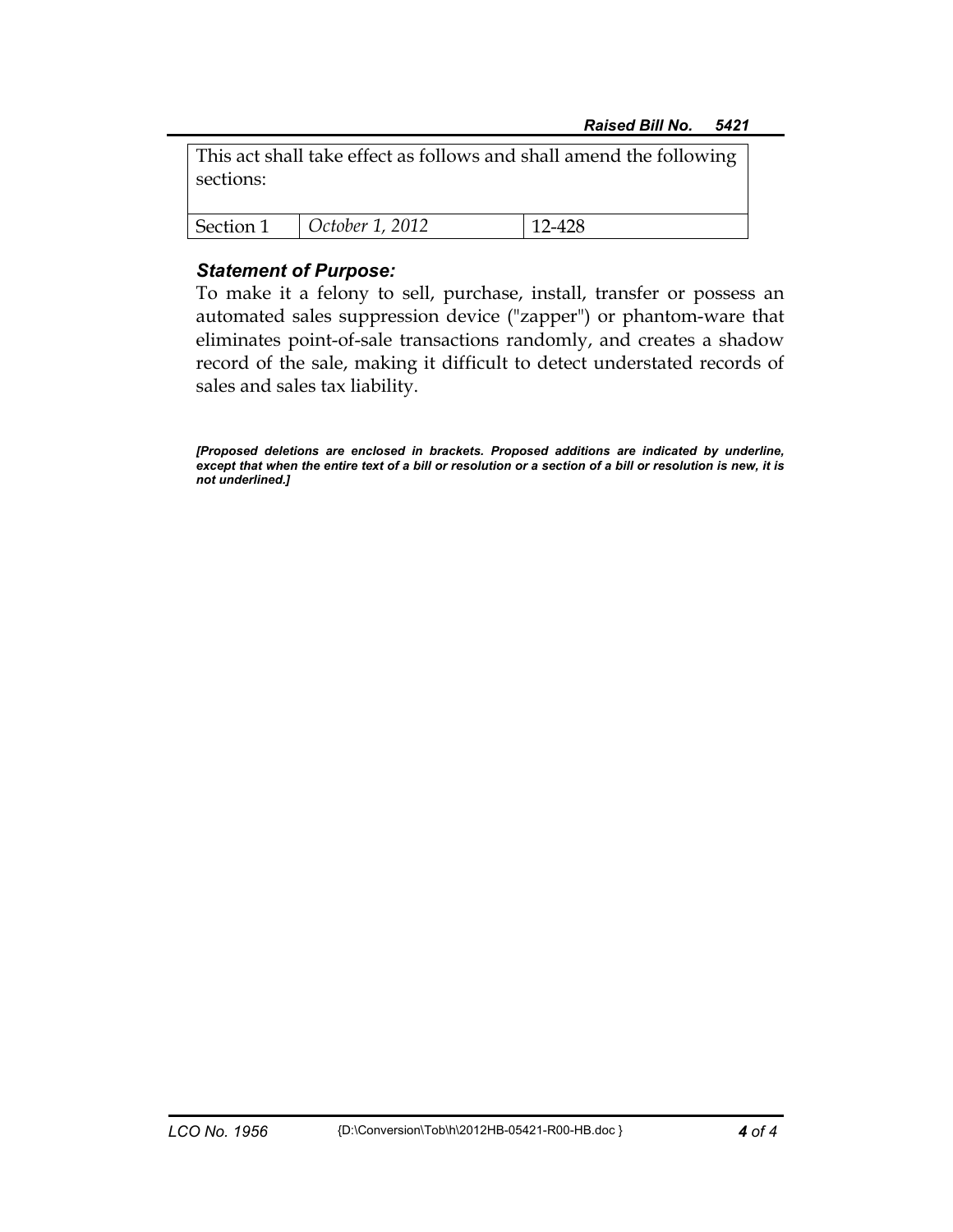| This act shall take effect as follows and shall amend the following sections: | | |
| --- | --- | --- |
| Section 1 | *October 1, 2012* | 12-428 |

### *Statement of Purpose:*

To make it a felony to sell, purchase, install, transfer or possess an automated sales suppression device ("zapper") or phantom-ware that eliminates point-of-sale transactions randomly, and creates a shadow record of the sale, making it difficult to detect understated records of sales and sales tax liability.

***[Proposed deletions are enclosed in brackets. Proposed additions are indicated by underline, except that when the entire text of a bill or resolution or a section of a bill or resolution is new, it is not underlined.]***